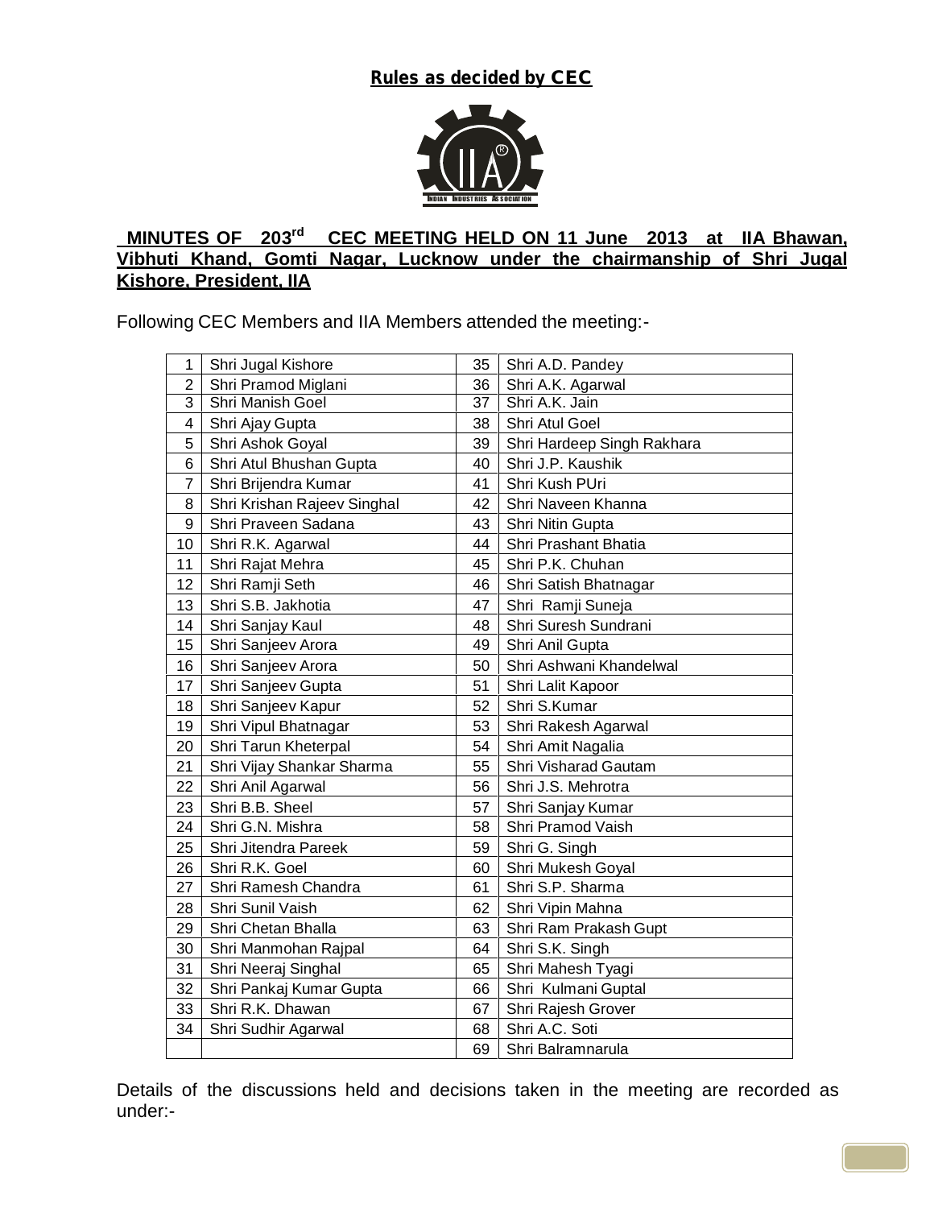**Rules as decided by CEC**

## MINUTES OF 203rd CEC MEETING HELD ON 11 June 2013 at IIA Bhawan, Vibhuti Khand, Gomti Nagar, Lucknow under the chairmanship of Shri Jugal Kishore, President, IIA

Following CEC Members and IIA Members attended the meeting:-

| | | | |
|---|---|---|---|
| 1 | Shri Jugal Kishore | 35 | Shri A.D. Pandey |
| 2 | Shri Pramod Miglani | 36 | Shri A.K. Agarwal |
| 3 | Shri Manish Goel | 37 | Shri A.K. Jain |
| 4 | Shri Ajay Gupta | 38 | Shri Atul Goel |
| 5 | Shri Ashok Goyal | 39 | Shri Hardeep Singh Rakhara |
| 6 | Shri Atul Bhushan Gupta | 40 | Shri J.P. Kaushik |
| 7 | Shri Brijendra Kumar | 41 | Shri Kush PUri |
| 8 | Shri Krishan Rajeev Singhal | 42 | Shri Naveen Khanna |
| 9 | Shri Praveen Sadana | 43 | Shri Nitin Gupta |
| 10 | Shri R.K. Agarwal | 44 | Shri Prashant Bhatia |
| 11 | Shri Rajat Mehra | 45 | Shri P.K. Chuhan |
| 12 | Shri Ramji Seth | 46 | Shri Satish Bhatnagar |
| 13 | Shri S.B. Jakhotia | 47 | Shri Ramji Suneja |
| 14 | Shri Sanjay Kaul | 48 | Shri Suresh Sundrani |
| 15 | Shri Sanjeev Arora | 49 | Shri Anil Gupta |
| 16 | Shri Sanjeev Arora | 50 | Shri Ashwani Khandelwal |
| 17 | Shri Sanjeev Gupta | 51 | Shri Lalit Kapoor |
| 18 | Shri Sanjeev Kapur | 52 | Shri S.Kumar |
| 19 | Shri Vipul Bhatnagar | 53 | Shri Rakesh Agarwal |
| 20 | Shri Tarun Kheterpal | 54 | Shri Amit Nagalia |
| 21 | Shri Vijay Shankar Sharma | 55 | Shri Visharad Gautam |
| 22 | Shri Anil Agarwal | 56 | Shri J.S. Mehrotra |
| 23 | Shri B.B. Sheel | 57 | Shri Sanjay Kumar |
| 24 | Shri G.N. Mishra | 58 | Shri Pramod Vaish |
| 25 | Shri Jitendra Pareek | 59 | Shri G. Singh |
| 26 | Shri R.K. Goel | 60 | Shri Mukesh Goyal |
| 27 | Shri Ramesh Chandra | 61 | Shri S.P. Sharma |
| 28 | Shri Sunil Vaish | 62 | Shri Vipin Mahna |
| 29 | Shri Chetan Bhalla | 63 | Shri Ram Prakash Gupt |
| 30 | Shri Manmohan Rajpal | 64 | Shri S.K. Singh |
| 31 | Shri Neeraj Singhal | 65 | Shri Mahesh Tyagi |
| 32 | Shri Pankaj Kumar Gupta | 66 | Shri Kulmani Guptal |
| 33 | Shri R.K. Dhawan | 67 | Shri Rajesh Grover |
| 34 | Shri Sudhir Agarwal | 68 | Shri A.C. Soti |
| | | 69 | Shri Balramnarula |

Details of the discussions held and decisions taken in the meeting are recorded as under:-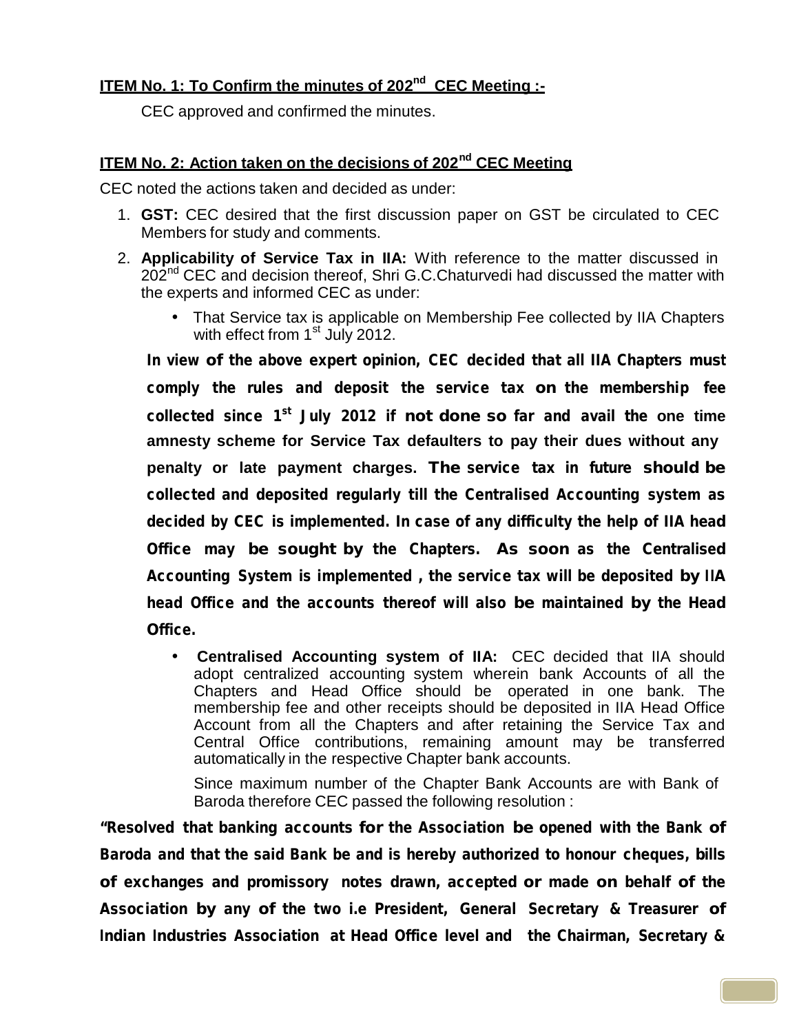**ITEM No. 1: To Confirm the minutes of 202nd CEC Meeting :-**

CEC approved and confirmed the minutes.

**ITEM No. 2: Action taken on the decisions of 202nd CEC Meeting**

CEC noted the actions taken and decided as under:

1. **GST:** CEC desired that the first discussion paper on GST be circulated to CEC Members for study and comments.
2. **Applicability of Service Tax in IIA:** With reference to the matter discussed in 202nd CEC and decision thereof, Shri G.C.Chaturvedi had discussed the matter with the experts and informed CEC as under:
   - That Service tax is applicable on Membership Fee collected by IIA Chapters with effect from 1st July 2012.

   **In view of the above expert opinion, CEC decided that all IIA Chapters must comply the rules and deposit the service tax on the membership fee collected since 1st July 2012 if not done so far and avail the one time amnesty scheme for Service Tax defaulters to pay their dues without any penalty or late payment charges. The service tax in future should be collected and deposited regularly till the Centralised Accounting system as decided by CEC is implemented. In case of any difficulty the help of IIA head Office may be sought by the Chapters. As soon as the Centralised Accounting System is implemented , the service tax will be deposited by IIA head Office and the accounts thereof will also be maintained by the Head Office.**

   - **Centralised Accounting system of IIA:** CEC decided that IIA should adopt centralized accounting system wherein bank Accounts of all the Chapters and Head Office should be operated in one bank. The membership fee and other receipts should be deposited in IIA Head Office Account from all the Chapters and after retaining the Service Tax and Central Office contributions, remaining amount may be transferred automatically in the respective Chapter bank accounts.

     Since maximum number of the Chapter Bank Accounts are with Bank of Baroda therefore CEC passed the following resolution :

**"Resolved that banking accounts for the Association be opened with the Bank of Baroda and that the said Bank be and is hereby authorized to honour cheques, bills of exchanges and promissory notes drawn, accepted or made on behalf of the Association by any of the two i.e President, General Secretary & Treasurer of Indian Industries Association at Head Office level and the Chairman, Secretary &**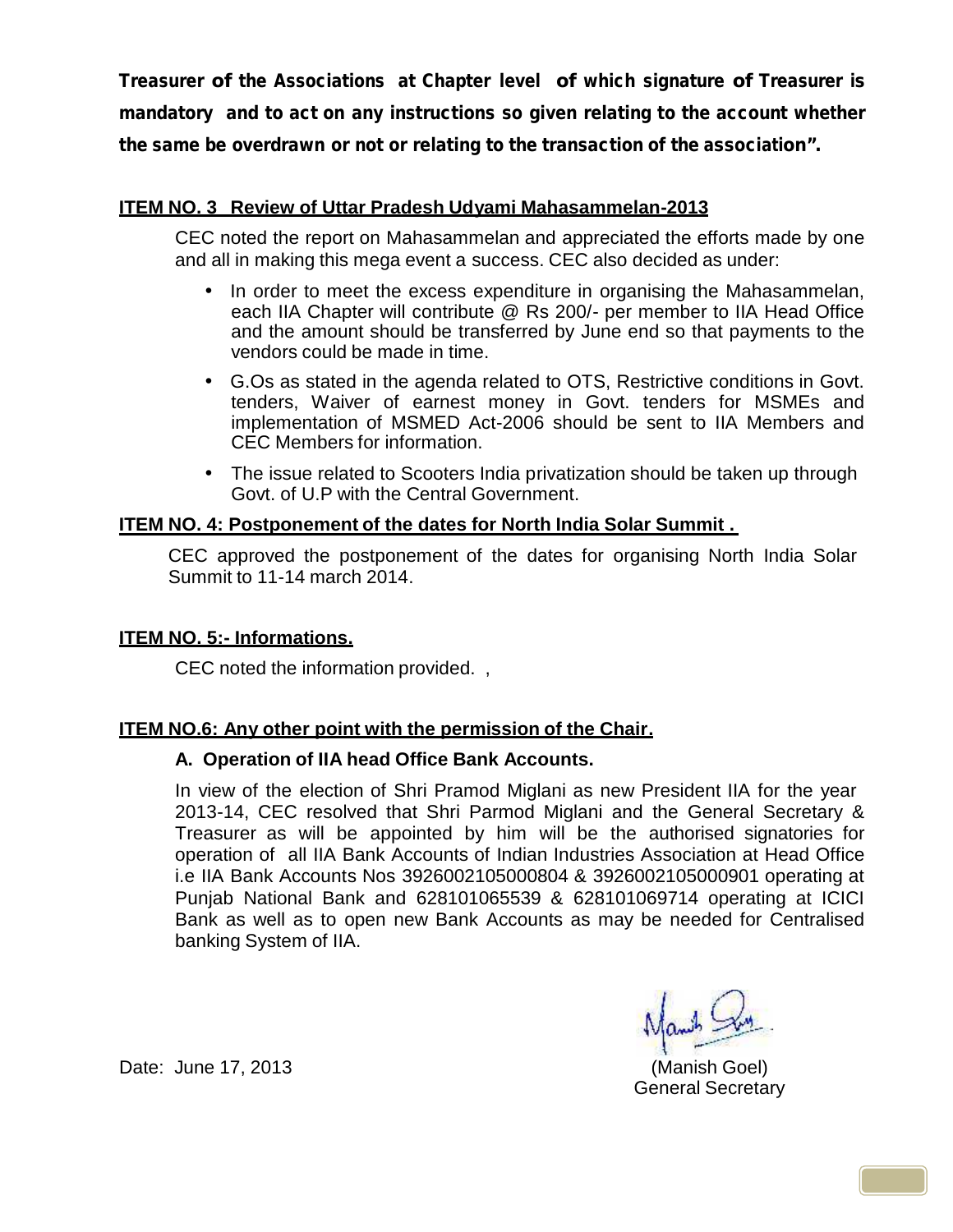**Treasurer of the Associations at Chapter level of which signature of Treasurer is mandatory and to act on any instructions so given relating to the account whether the same be overdrawn or not or relating to the transaction of the association".**

**ITEM NO. 3 Review of Uttar Pradesh Udyami Mahasammelan-2013**

CEC noted the report on Mahasammelan and appreciated the efforts made by one and all in making this mega event a success. CEC also decided as under:

- In order to meet the excess expenditure in organising the Mahasammelan, each IIA Chapter will contribute @ Rs 200/- per member to IIA Head Office and the amount should be transferred by June end so that payments to the vendors could be made in time.
- G.Os as stated in the agenda related to OTS, Restrictive conditions in Govt. tenders, Waiver of earnest money in Govt. tenders for MSMEs and implementation of MSMED Act-2006 should be sent to IIA Members and CEC Members for information.
- The issue related to Scooters India privatization should be taken up through Govt. of U.P with the Central Government.

**ITEM NO. 4: Postponement of the dates for North India Solar Summit .**

CEC approved the postponement of the dates for organising North India Solar Summit to 11-14 march 2014.

**ITEM NO. 5:- Informations.**

CEC noted the information provided. ,

**ITEM NO.6: Any other point with the permission of the Chair.**

**A. Operation of IIA head Office Bank Accounts.**

In view of the election of Shri Pramod Miglani as new President IIA for the year 2013-14, CEC resolved that Shri Parmod Miglani and the General Secretary & Treasurer as will be appointed by him will be the authorised signatories for operation of all IIA Bank Accounts of Indian Industries Association at Head Office i.e IIA Bank Accounts Nos 3926002105000804 & 3926002105000901 operating at Punjab National Bank and 628101065539 & 628101069714 operating at ICICI Bank as well as to open new Bank Accounts as may be needed for Centralised banking System of IIA.

Date: June 17, 2013

(Manish Goel)
General Secretary